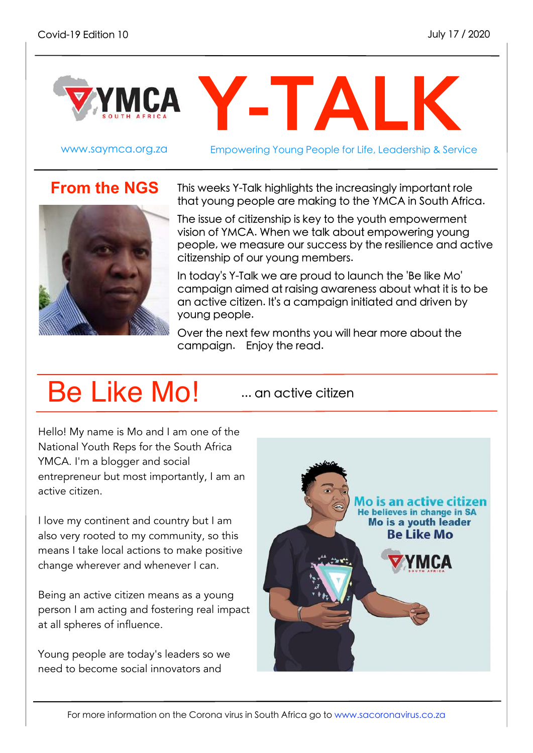Covid-19 Edition 10 July 17 / 2020

# Y-TALK

www.saymca.org.za

Empowering Young People for Life, Leadership & Service

## From the NGS

This weeks Y-Talk highlights the increasingly important role that young people are making to the YMCA in South Africa.

The issue of citizenship is key to the youth empowerment vision of YMCA. When we talk about empowering young people, we measure our success by the resilience and active citizenship of our young members.

In today's Y-Talk we are proud to launch the 'Be like Mo' campaign aimed at raising awareness about what it is to be an active citizen. It's a campaign initiated and driven by young people.

Over the next few months you will hear more about the campaign. Enjoy the read.

## Be Like Mo! ... an active citizen

Hello! My name is Mo and I am one of the National Youth Reps for the South Africa YMCA. I'm a blogger and social entrepreneur but most importantly, I am an active citizen.

I love my continent and country but I am also very rooted to my community, so this means I take local actions to make positive change wherever and whenever I can.

Being an active citizen means as a young person I am acting and fostering real impact at all spheres of influence.

Young people are today's leaders so we need to become social innovators and

Mo is an active citizen
He believes in change in SA
Mo is a youth leader
Be Like Mo

For more information on the Corona virus in South Africa go to www.sacoronavirus.co.za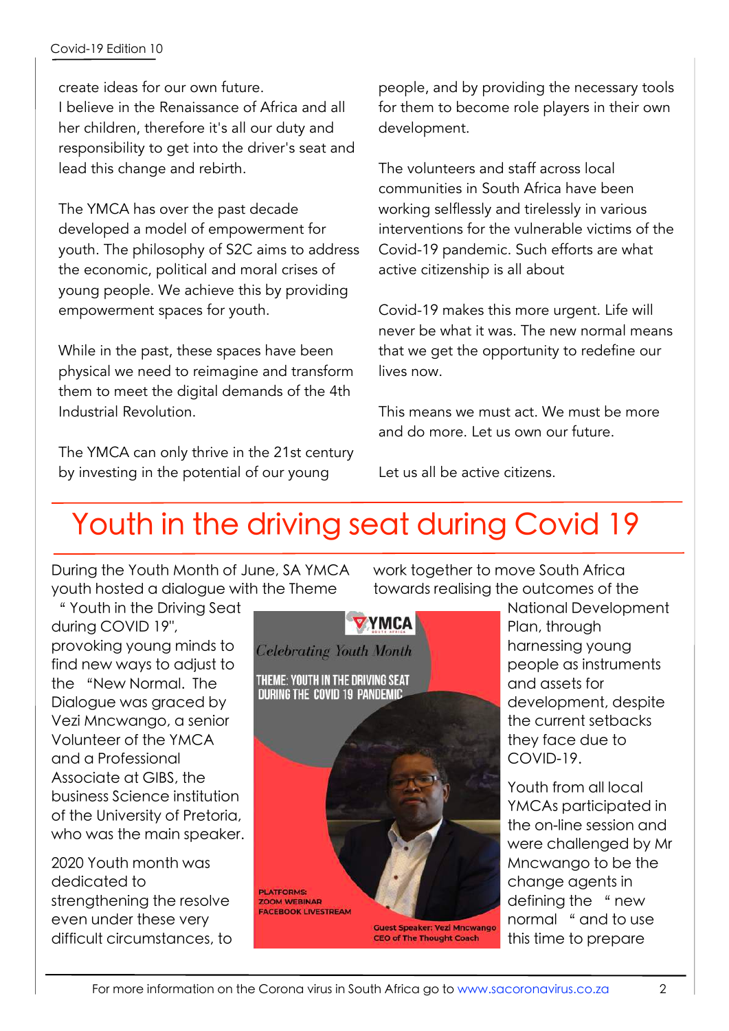create ideas for our own future.
I believe in the Renaissance of Africa and all her children, therefore it's all our duty and responsibility to get into the driver's seat and lead this change and rebirth.

The YMCA has over the past decade developed a model of empowerment for youth. The philosophy of S2C aims to address the economic, political and moral crises of young people. We achieve this by providing empowerment spaces for youth.

While in the past, these spaces have been physical we need to reimagine and transform them to meet the digital demands of the 4th Industrial Revolution.

The YMCA can only thrive in the 21st century by investing in the potential of our young people, and by providing the necessary tools for them to become role players in their own development.

The volunteers and staff across local communities in South Africa have been working selflessly and tirelessly in various interventions for the vulnerable victims of the Covid-19 pandemic. Such efforts are what active citizenship is all about

Covid-19 makes this more urgent. Life will never be what it was. The new normal means that we get the opportunity to redefine our lives now.

This means we must act. We must be more and do more. Let us own our future.

Let us all be active citizens.

# Youth in the driving seat during Covid 19

During the Youth Month of June, SA YMCA youth hosted a dialogue with the Theme " Youth in the Driving Seat during COVID 19", provoking young minds to find new ways to adjust to the "New Normal. The Dialogue was graced by Vezi Mncwango, a senior Volunteer of the YMCA and a Professional Associate at GIBS, the business Science institution of the University of Pretoria, who was the main speaker.

2020 Youth month was dedicated to strengthening the resolve even under these very difficult circumstances, to work together to move South Africa towards realising the outcomes of the National Development Plan, through harnessing young people as instruments and assets for development, despite the current setbacks they face due to COVID-19.

YMCA
Celebrating Youth Month
THEME: YOUTH IN THE DRIVING SEAT DURING THE COVID 19 PANDEMIC
PLATFORMS:
ZOOM WEBINAR
FACEBOOK LIVESTREAM
Guest Speaker: Vezi Mncwango
CEO of The Thought Coach

Youth from all local YMCAs participated in the on-line session and were challenged by Mr Mncwango to be the change agents in defining the " new normal " and to use this time to prepare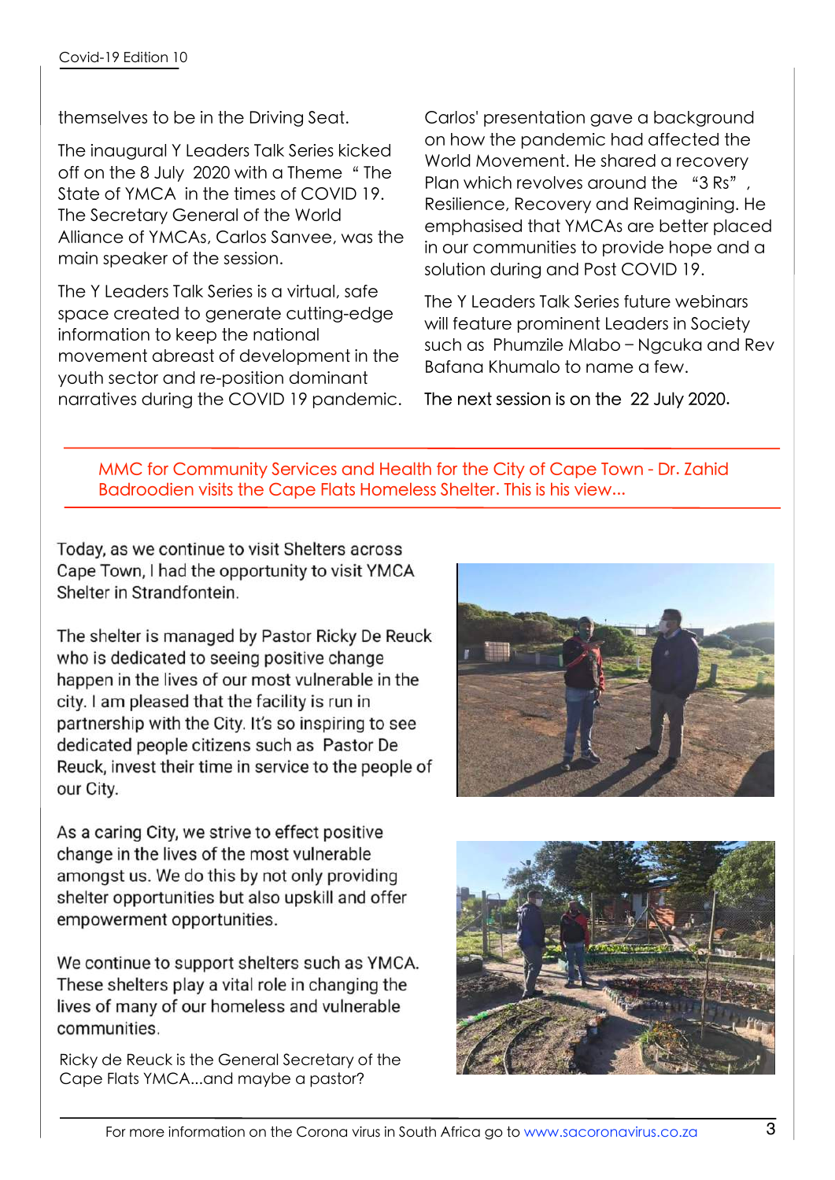themselves to be in the Driving Seat.

The inaugural Y Leaders Talk Series kicked off on the 8 July 2020 with a Theme " The State of YMCA in the times of COVID 19. The Secretary General of the World Alliance of YMCAs, Carlos Sanvee, was the main speaker of the session.

The Y Leaders Talk Series is a virtual, safe space created to generate cutting-edge information to keep the national movement abreast of development in the youth sector and re-position dominant narratives during the COVID 19 pandemic.

Carlos' presentation gave a background on how the pandemic had affected the World Movement. He shared a recovery Plan which revolves around the "3 Rs", Resilience, Recovery and Reimagining. He emphasised that YMCAs are better placed in our communities to provide hope and a solution during and Post COVID 19.

The Y Leaders Talk Series future webinars will feature prominent Leaders in Society such as Phumzile Mlabo – Ngcuka and Rev Bafana Khumalo to name a few.

The next session is on the 22 July 2020.

## MMC for Community Services and Health for the City of Cape Town - Dr. Zahid Badroodien visits the Cape Flats Homeless Shelter. This is his view...

Today, as we continue to visit Shelters across Cape Town, I had the opportunity to visit YMCA Shelter in Strandfontein.

The shelter is managed by Pastor Ricky De Reuck who is dedicated to seeing positive change happen in the lives of our most vulnerable in the city. I am pleased that the facility is run in partnership with the City. It's so inspiring to see dedicated people citizens such as Pastor De Reuck, invest their time in service to the people of our City.

As a caring City, we strive to effect positive change in the lives of the most vulnerable amongst us. We do this by not only providing shelter opportunities but also upskill and offer empowerment opportunities.

We continue to support shelters such as YMCA. These shelters play a vital role in changing the lives of many of our homeless and vulnerable communities.

Ricky de Reuck is the General Secretary of the Cape Flats YMCA...and maybe a pastor?

For more information on the Corona virus in South Africa go to www.sacoronavirus.co.za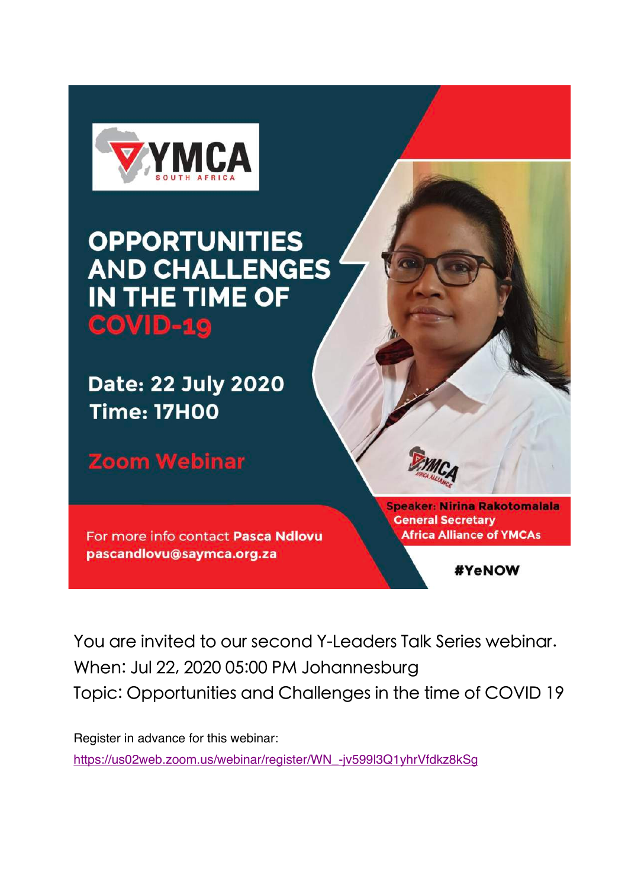YMCA SOUTH AFRICA

# OPPORTUNITIES AND CHALLENGES IN THE TIME OF COVID-19

**Date: 22 July 2020**
**Time: 17H00**

**Zoom Webinar**

Speaker: **Nirina Rakotomalala**
General Secretary
Africa Alliance of YMCAs

For more info contact **Pasca Ndlovu**
**pascandlovu@saymca.org.za**

**#YeNOW**

You are invited to our second Y-Leaders Talk Series webinar.
When: Jul 22, 2020 05:00 PM Johannesburg
Topic: Opportunities and Challenges in the time of COVID 19

Register in advance for this webinar:
https://us02web.zoom.us/webinar/register/WN_-jv599l3Q1yhrVfdkz8kSg